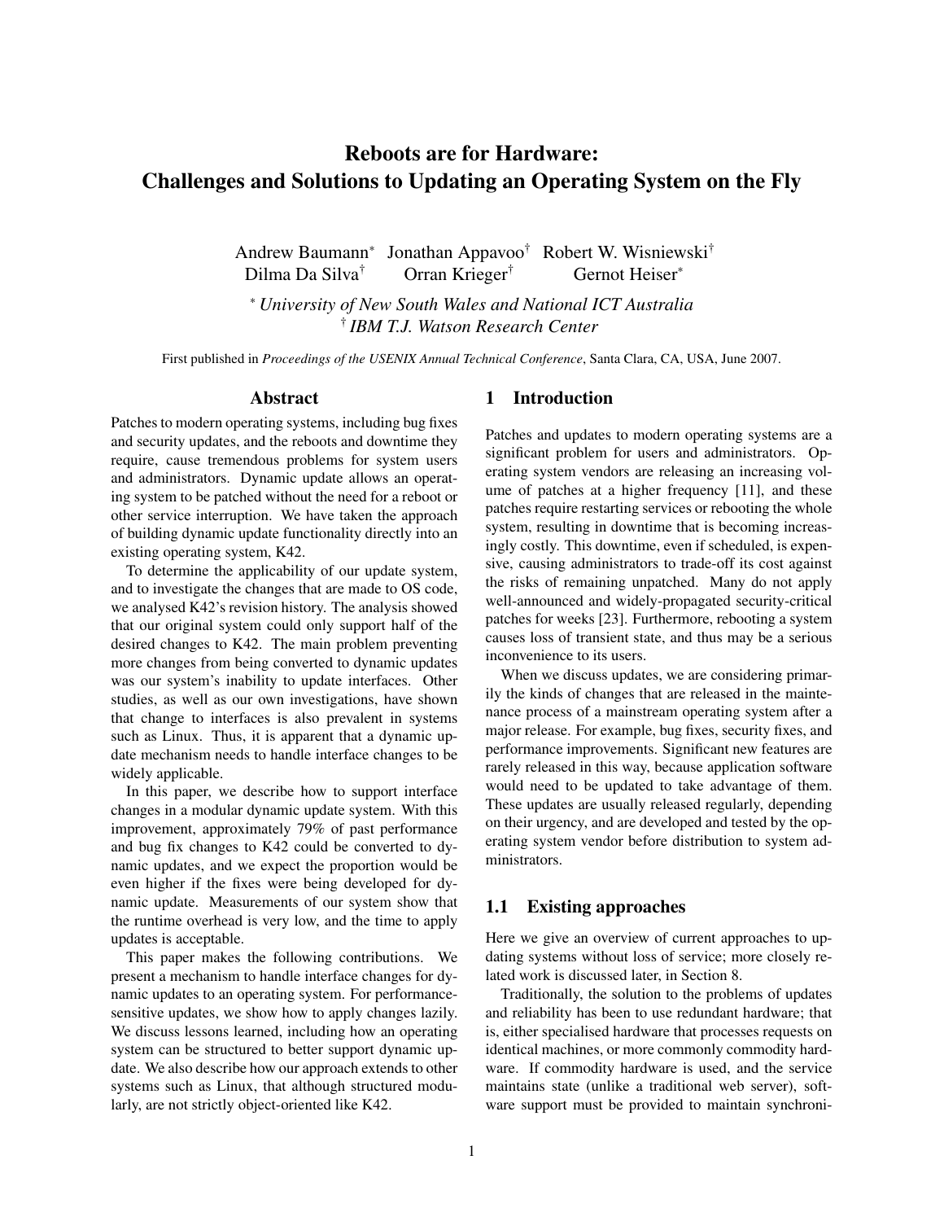# Reboots are for Hardware: Challenges and Solutions to Updating an Operating System on the Fly

Andrew Baumann[*] Jonathan Appavoo[†] Robert W. Wisniewski[†]
Dilma Da Silva[†] Orran Krieger[†] Gernot Heiser[*]

[*] *University of New South Wales and National ICT Australia*
[†] *IBM T.J. Watson Research Center*

First published in *Proceedings of the USENIX Annual Technical Conference*, Santa Clara, CA, USA, June 2007.

## Abstract

Patches to modern operating systems, including bug fixes and security updates, and the reboots and downtime they require, cause tremendous problems for system users and administrators. Dynamic update allows an operating system to be patched without the need for a reboot or other service interruption. We have taken the approach of building dynamic update functionality directly into an existing operating system, K42.

To determine the applicability of our update system, and to investigate the changes that are made to OS code, we analysed K42's revision history. The analysis showed that our original system could only support half of the desired changes to K42. The main problem preventing more changes from being converted to dynamic updates was our system's inability to update interfaces. Other studies, as well as our own investigations, have shown that change to interfaces is also prevalent in systems such as Linux. Thus, it is apparent that a dynamic update mechanism needs to handle interface changes to be widely applicable.

In this paper, we describe how to support interface changes in a modular dynamic update system. With this improvement, approximately 79% of past performance and bug fix changes to K42 could be converted to dynamic updates, and we expect the proportion would be even higher if the fixes were being developed for dynamic update. Measurements of our system show that the runtime overhead is very low, and the time to apply updates is acceptable.

This paper makes the following contributions. We present a mechanism to handle interface changes for dynamic updates to an operating system. For performance-sensitive updates, we show how to apply changes lazily. We discuss lessons learned, including how an operating system can be structured to better support dynamic update. We also describe how our approach extends to other systems such as Linux, that although structured modularly, are not strictly object-oriented like K42.

## 1 Introduction

Patches and updates to modern operating systems are a significant problem for users and administrators. Operating system vendors are releasing an increasing volume of patches at a higher frequency [11], and these patches require restarting services or rebooting the whole system, resulting in downtime that is becoming increasingly costly. This downtime, even if scheduled, is expensive, causing administrators to trade-off its cost against the risks of remaining unpatched. Many do not apply well-announced and widely-propagated security-critical patches for weeks [23]. Furthermore, rebooting a system causes loss of transient state, and thus may be a serious inconvenience to its users.

When we discuss updates, we are considering primarily the kinds of changes that are released in the maintenance process of a mainstream operating system after a major release. For example, bug fixes, security fixes, and performance improvements. Significant new features are rarely released in this way, because application software would need to be updated to take advantage of them. These updates are usually released regularly, depending on their urgency, and are developed and tested by the operating system vendor before distribution to system administrators.

### 1.1 Existing approaches

Here we give an overview of current approaches to updating systems without loss of service; more closely related work is discussed later, in Section 8.

Traditionally, the solution to the problems of updates and reliability has been to use redundant hardware; that is, either specialised hardware that processes requests on identical machines, or more commonly commodity hardware. If commodity hardware is used, and the service maintains state (unlike a traditional web server), software support must be provided to maintain synchroni-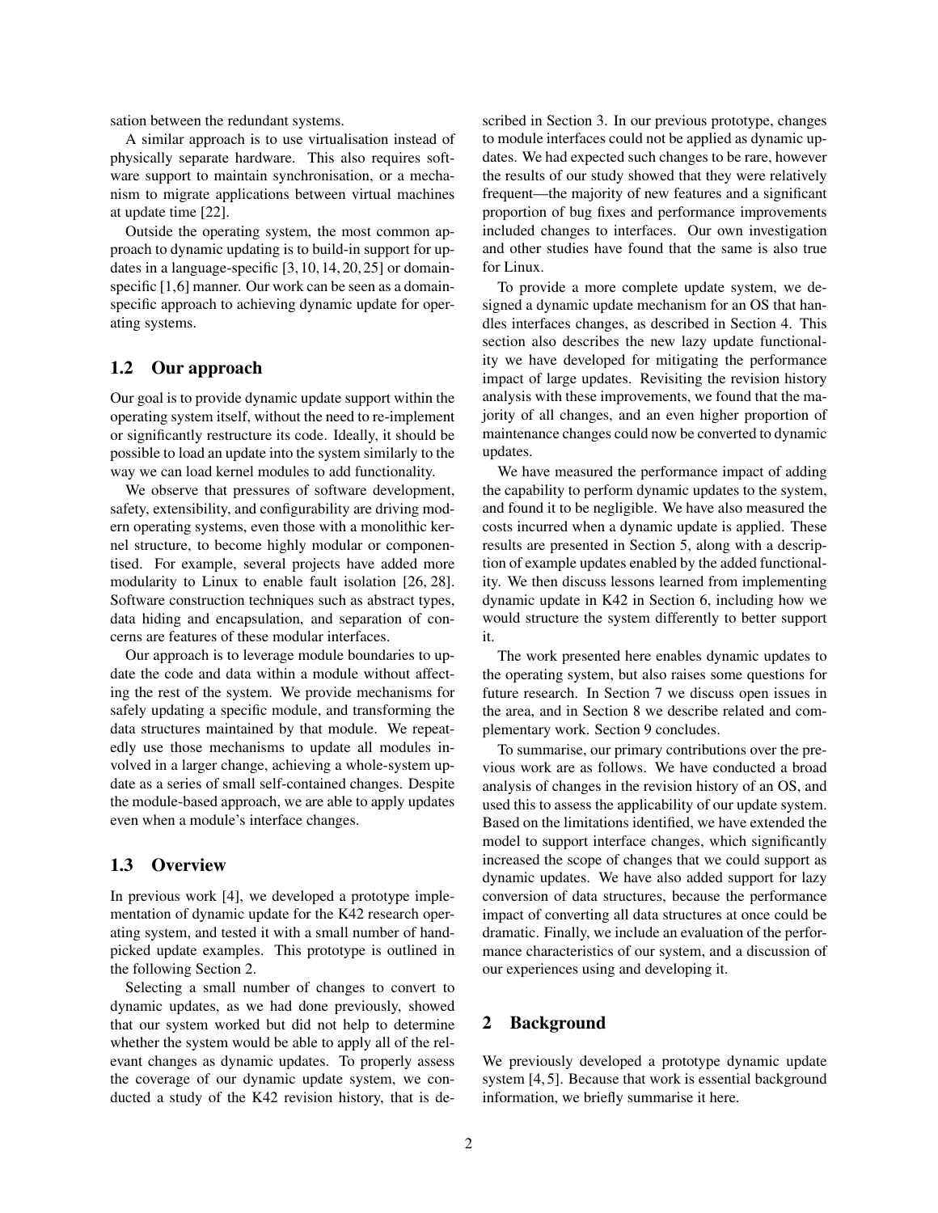sation between the redundant systems.

A similar approach is to use virtualisation instead of physically separate hardware. This also requires software support to maintain synchronisation, or a mechanism to migrate applications between virtual machines at update time [22].

Outside the operating system, the most common approach to dynamic updating is to build-in support for updates in a language-specific [3, 10, 14, 20, 25] or domain-specific [1,6] manner. Our work can be seen as a domain-specific approach to achieving dynamic update for operating systems.

## 1.2 Our approach

Our goal is to provide dynamic update support within the operating system itself, without the need to re-implement or significantly restructure its code. Ideally, it should be possible to load an update into the system similarly to the way we can load kernel modules to add functionality.

We observe that pressures of software development, safety, extensibility, and configurability are driving modern operating systems, even those with a monolithic kernel structure, to become highly modular or componentised. For example, several projects have added more modularity to Linux to enable fault isolation [26, 28]. Software construction techniques such as abstract types, data hiding and encapsulation, and separation of concerns are features of these modular interfaces.

Our approach is to leverage module boundaries to update the code and data within a module without affecting the rest of the system. We provide mechanisms for safely updating a specific module, and transforming the data structures maintained by that module. We repeatedly use those mechanisms to update all modules involved in a larger change, achieving a whole-system update as a series of small self-contained changes. Despite the module-based approach, we are able to apply updates even when a module's interface changes.

## 1.3 Overview

In previous work [4], we developed a prototype implementation of dynamic update for the K42 research operating system, and tested it with a small number of hand-picked update examples. This prototype is outlined in the following Section 2.

Selecting a small number of changes to convert to dynamic updates, as we had done previously, showed that our system worked but did not help to determine whether the system would be able to apply all of the relevant changes as dynamic updates. To properly assess the coverage of our dynamic update system, we conducted a study of the K42 revision history, that is described in Section 3. In our previous prototype, changes to module interfaces could not be applied as dynamic updates. We had expected such changes to be rare, however the results of our study showed that they were relatively frequent—the majority of new features and a significant proportion of bug fixes and performance improvements included changes to interfaces. Our own investigation and other studies have found that the same is also true for Linux.

To provide a more complete update system, we designed a dynamic update mechanism for an OS that handles interfaces changes, as described in Section 4. This section also describes the new lazy update functionality we have developed for mitigating the performance impact of large updates. Revisiting the revision history analysis with these improvements, we found that the majority of all changes, and an even higher proportion of maintenance changes could now be converted to dynamic updates.

We have measured the performance impact of adding the capability to perform dynamic updates to the system, and found it to be negligible. We have also measured the costs incurred when a dynamic update is applied. These results are presented in Section 5, along with a description of example updates enabled by the added functionality. We then discuss lessons learned from implementing dynamic update in K42 in Section 6, including how we would structure the system differently to better support it.

The work presented here enables dynamic updates to the operating system, but also raises some questions for future research. In Section 7 we discuss open issues in the area, and in Section 8 we describe related and complementary work. Section 9 concludes.

To summarise, our primary contributions over the previous work are as follows. We have conducted a broad analysis of changes in the revision history of an OS, and used this to assess the applicability of our update system. Based on the limitations identified, we have extended the model to support interface changes, which significantly increased the scope of changes that we could support as dynamic updates. We have also added support for lazy conversion of data structures, because the performance impact of converting all data structures at once could be dramatic. Finally, we include an evaluation of the performance characteristics of our system, and a discussion of our experiences using and developing it.

# 2 Background

We previously developed a prototype dynamic update system [4, 5]. Because that work is essential background information, we briefly summarise it here.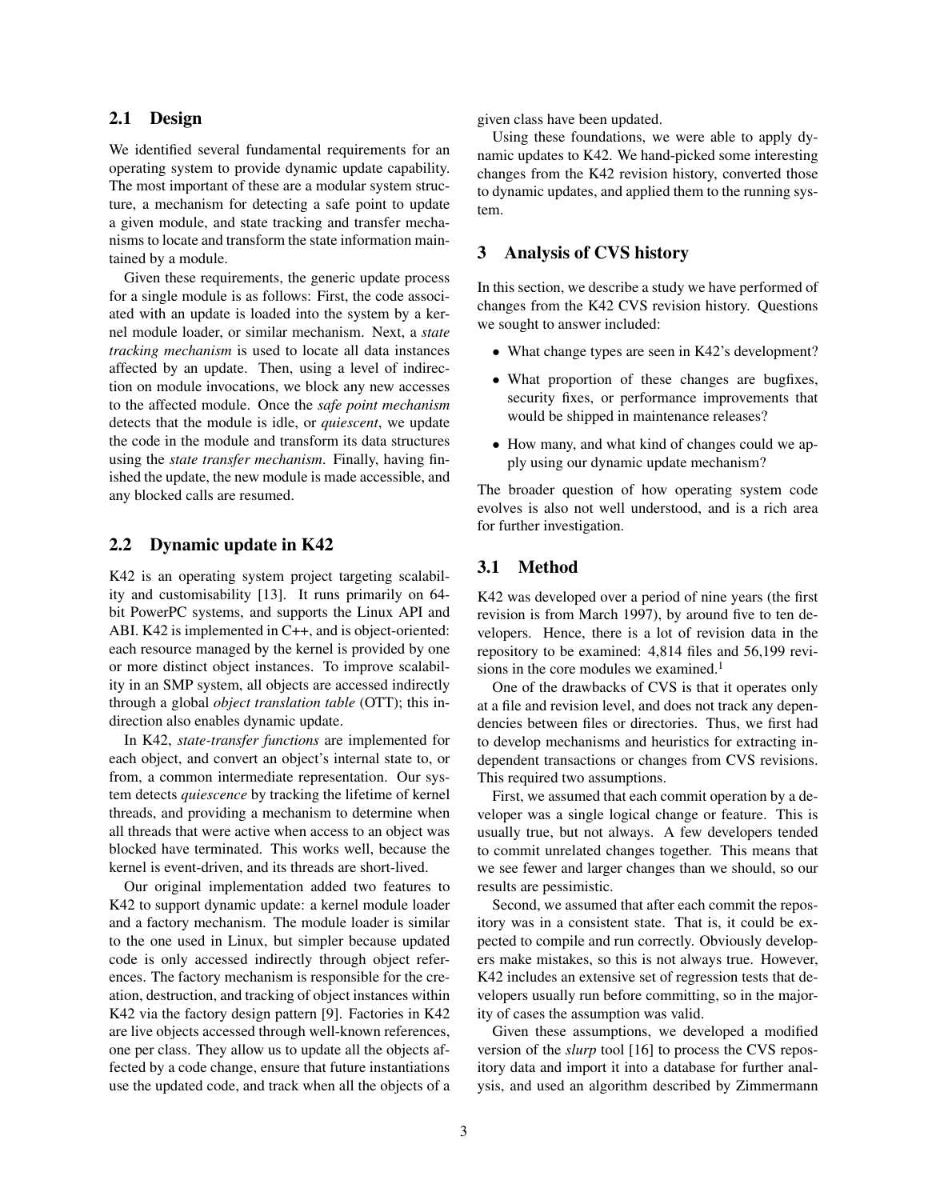## 2.1 Design

We identified several fundamental requirements for an operating system to provide dynamic update capability. The most important of these are a modular system structure, a mechanism for detecting a safe point to update a given module, and state tracking and transfer mechanisms to locate and transform the state information maintained by a module.

Given these requirements, the generic update process for a single module is as follows: First, the code associated with an update is loaded into the system by a kernel module loader, or similar mechanism. Next, a *state tracking mechanism* is used to locate all data instances affected by an update. Then, using a level of indirection on module invocations, we block any new accesses to the affected module. Once the *safe point mechanism* detects that the module is idle, or *quiescent*, we update the code in the module and transform its data structures using the *state transfer mechanism*. Finally, having finished the update, the new module is made accessible, and any blocked calls are resumed.

## 2.2 Dynamic update in K42

K42 is an operating system project targeting scalability and customisability [13]. It runs primarily on 64-bit PowerPC systems, and supports the Linux API and ABI. K42 is implemented in C++, and is object-oriented: each resource managed by the kernel is provided by one or more distinct object instances. To improve scalability in an SMP system, all objects are accessed indirectly through a global *object translation table* (OTT); this indirection also enables dynamic update.

In K42, *state-transfer functions* are implemented for each object, and convert an object's internal state to, or from, a common intermediate representation. Our system detects *quiescence* by tracking the lifetime of kernel threads, and providing a mechanism to determine when all threads that were active when access to an object was blocked have terminated. This works well, because the kernel is event-driven, and its threads are short-lived.

Our original implementation added two features to K42 to support dynamic update: a kernel module loader and a factory mechanism. The module loader is similar to the one used in Linux, but simpler because updated code is only accessed indirectly through object references. The factory mechanism is responsible for the creation, destruction, and tracking of object instances within K42 via the factory design pattern [9]. Factories in K42 are live objects accessed through well-known references, one per class. They allow us to update all the objects affected by a code change, ensure that future instantiations use the updated code, and track when all the objects of a given class have been updated.

Using these foundations, we were able to apply dynamic updates to K42. We hand-picked some interesting changes from the K42 revision history, converted those to dynamic updates, and applied them to the running system.

# 3 Analysis of CVS history

In this section, we describe a study we have performed of changes from the K42 CVS revision history. Questions we sought to answer included:

- What change types are seen in K42's development?
- What proportion of these changes are bugfixes, security fixes, or performance improvements that would be shipped in maintenance releases?
- How many, and what kind of changes could we apply using our dynamic update mechanism?

The broader question of how operating system code evolves is also not well understood, and is a rich area for further investigation.

## 3.1 Method

K42 was developed over a period of nine years (the first revision is from March 1997), by around five to ten developers. Hence, there is a lot of revision data in the repository to be examined: 4,814 files and 56,199 revisions in the core modules we examined.[1]

One of the drawbacks of CVS is that it operates only at a file and revision level, and does not track any dependencies between files or directories. Thus, we first had to develop mechanisms and heuristics for extracting independent transactions or changes from CVS revisions. This required two assumptions.

First, we assumed that each commit operation by a developer was a single logical change or feature. This is usually true, but not always. A few developers tended to commit unrelated changes together. This means that we see fewer and larger changes than we should, so our results are pessimistic.

Second, we assumed that after each commit the repository was in a consistent state. That is, it could be expected to compile and run correctly. Obviously developers make mistakes, so this is not always true. However, K42 includes an extensive set of regression tests that developers usually run before committing, so in the majority of cases the assumption was valid.

Given these assumptions, we developed a modified version of the *slurp* tool [16] to process the CVS repository data and import it into a database for further analysis, and used an algorithm described by Zimmermann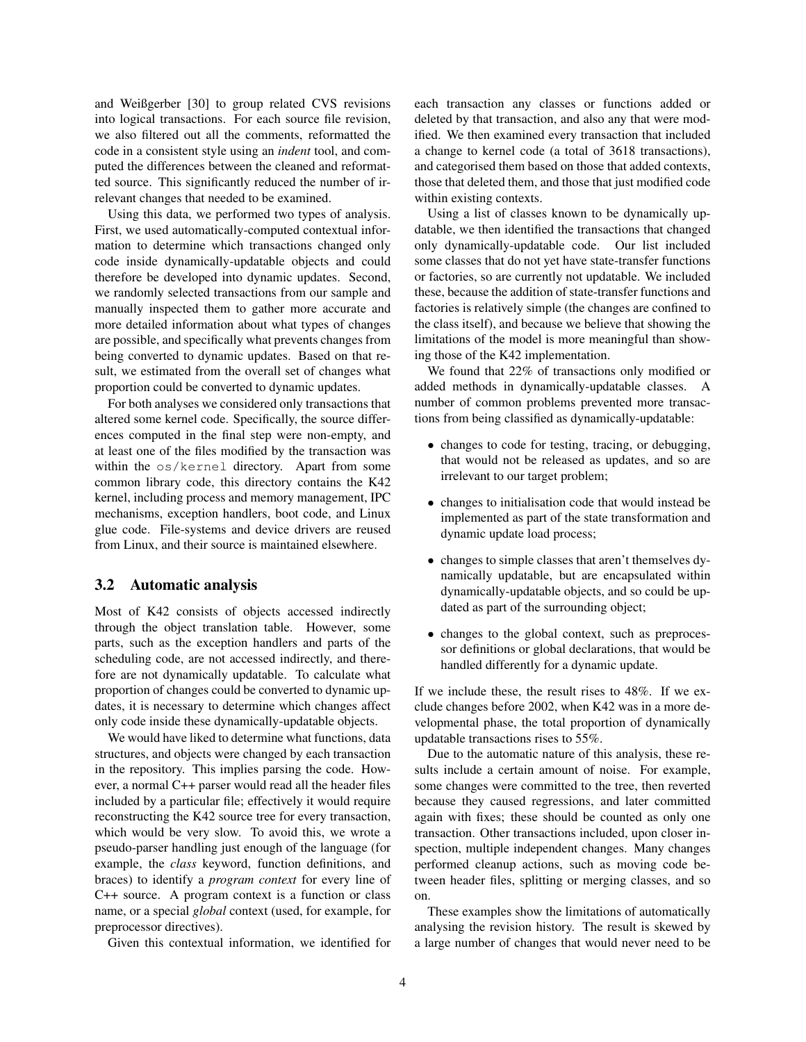and Weißgerber [30] to group related CVS revisions into logical transactions. For each source file revision, we also filtered out all the comments, reformatted the code in a consistent style using an *indent* tool, and computed the differences between the cleaned and reformatted source. This significantly reduced the number of irrelevant changes that needed to be examined.

Using this data, we performed two types of analysis. First, we used automatically-computed contextual information to determine which transactions changed only code inside dynamically-updatable objects and could therefore be developed into dynamic updates. Second, we randomly selected transactions from our sample and manually inspected them to gather more accurate and more detailed information about what types of changes are possible, and specifically what prevents changes from being converted to dynamic updates. Based on that result, we estimated from the overall set of changes what proportion could be converted to dynamic updates.

For both analyses we considered only transactions that altered some kernel code. Specifically, the source differences computed in the final step were non-empty, and at least one of the files modified by the transaction was within the `os/kernel` directory. Apart from some common library code, this directory contains the K42 kernel, including process and memory management, IPC mechanisms, exception handlers, boot code, and Linux glue code. File-systems and device drivers are reused from Linux, and their source is maintained elsewhere.

### 3.2 Automatic analysis

Most of K42 consists of objects accessed indirectly through the object translation table. However, some parts, such as the exception handlers and parts of the scheduling code, are not accessed indirectly, and therefore are not dynamically updatable. To calculate what proportion of changes could be converted to dynamic updates, it is necessary to determine which changes affect only code inside these dynamically-updatable objects.

We would have liked to determine what functions, data structures, and objects were changed by each transaction in the repository. This implies parsing the code. However, a normal C++ parser would read all the header files included by a particular file; effectively it would require reconstructing the K42 source tree for every transaction, which would be very slow. To avoid this, we wrote a pseudo-parser handling just enough of the language (for example, the *class* keyword, function definitions, and braces) to identify a *program context* for every line of C++ source. A program context is a function or class name, or a special *global* context (used, for example, for preprocessor directives).

Given this contextual information, we identified for each transaction any classes or functions added or deleted by that transaction, and also any that were modified. We then examined every transaction that included a change to kernel code (a total of 3618 transactions), and categorised them based on those that added contexts, those that deleted them, and those that just modified code within existing contexts.

Using a list of classes known to be dynamically updatable, we then identified the transactions that changed only dynamically-updatable code. Our list included some classes that do not yet have state-transfer functions or factories, so are currently not updatable. We included these, because the addition of state-transfer functions and factories is relatively simple (the changes are confined to the class itself), and because we believe that showing the limitations of the model is more meaningful than showing those of the K42 implementation.

We found that 22% of transactions only modified or added methods in dynamically-updatable classes. A number of common problems prevented more transactions from being classified as dynamically-updatable:

- changes to code for testing, tracing, or debugging, that would not be released as updates, and so are irrelevant to our target problem;
- changes to initialisation code that would instead be implemented as part of the state transformation and dynamic update load process;
- changes to simple classes that aren't themselves dynamically updatable, but are encapsulated within dynamically-updatable objects, and so could be updated as part of the surrounding object;
- changes to the global context, such as preprocessor definitions or global declarations, that would be handled differently for a dynamic update.

If we include these, the result rises to 48%. If we exclude changes before 2002, when K42 was in a more developmental phase, the total proportion of dynamically updatable transactions rises to 55%.

Due to the automatic nature of this analysis, these results include a certain amount of noise. For example, some changes were committed to the tree, then reverted because they caused regressions, and later committed again with fixes; these should be counted as only one transaction. Other transactions included, upon closer inspection, multiple independent changes. Many changes performed cleanup actions, such as moving code between header files, splitting or merging classes, and so on.

These examples show the limitations of automatically analysing the revision history. The result is skewed by a large number of changes that would never need to be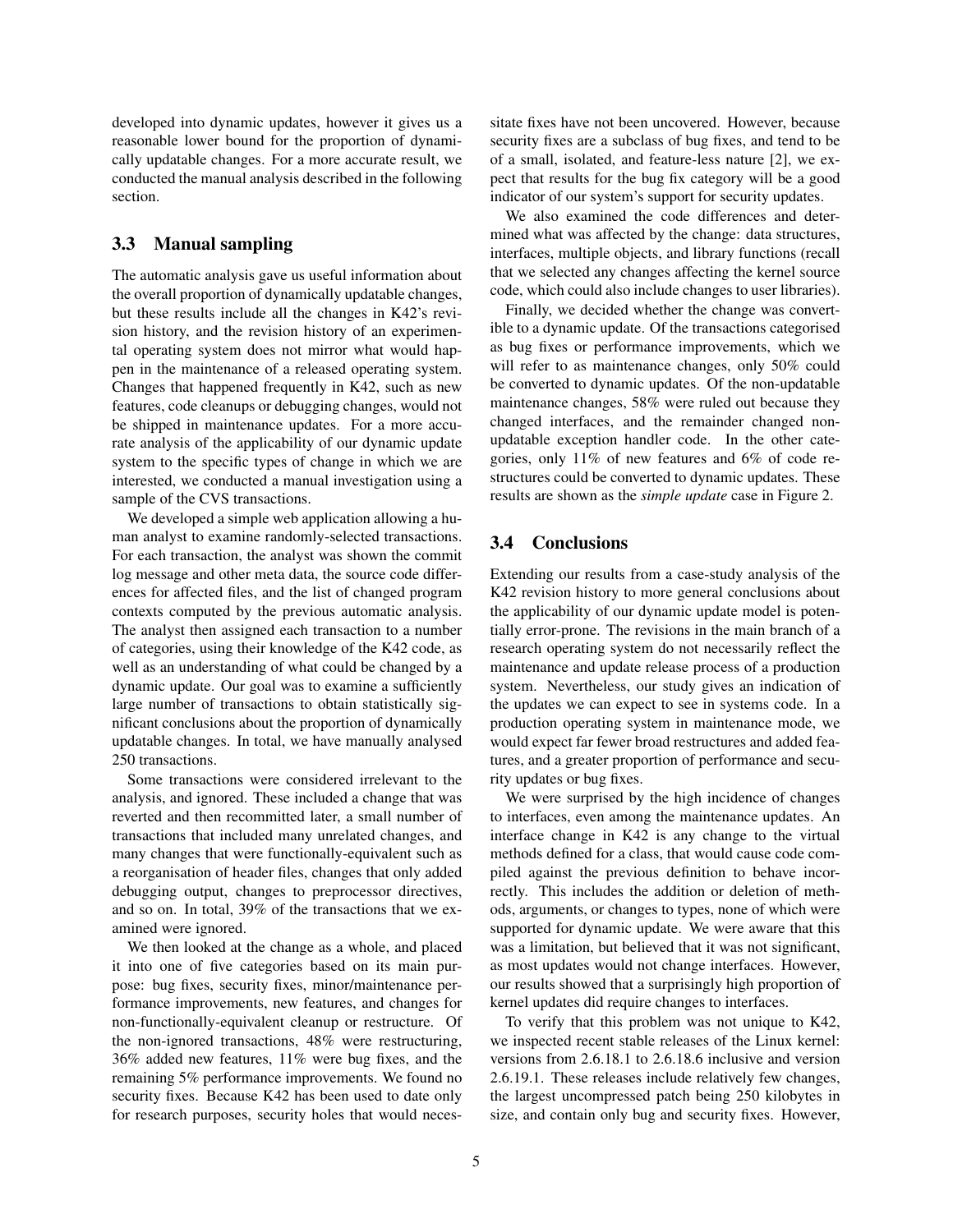developed into dynamic updates, however it gives us a reasonable lower bound for the proportion of dynamically updatable changes. For a more accurate result, we conducted the manual analysis described in the following section.

### 3.3 Manual sampling

The automatic analysis gave us useful information about the overall proportion of dynamically updatable changes, but these results include all the changes in K42's revision history, and the revision history of an experimental operating system does not mirror what would happen in the maintenance of a released operating system. Changes that happened frequently in K42, such as new features, code cleanups or debugging changes, would not be shipped in maintenance updates. For a more accurate analysis of the applicability of our dynamic update system to the specific types of change in which we are interested, we conducted a manual investigation using a sample of the CVS transactions.

We developed a simple web application allowing a human analyst to examine randomly-selected transactions. For each transaction, the analyst was shown the commit log message and other meta data, the source code differences for affected files, and the list of changed program contexts computed by the previous automatic analysis. The analyst then assigned each transaction to a number of categories, using their knowledge of the K42 code, as well as an understanding of what could be changed by a dynamic update. Our goal was to examine a sufficiently large number of transactions to obtain statistically significant conclusions about the proportion of dynamically updatable changes. In total, we have manually analysed 250 transactions.

Some transactions were considered irrelevant to the analysis, and ignored. These included a change that was reverted and then recommitted later, a small number of transactions that included many unrelated changes, and many changes that were functionally-equivalent such as a reorganisation of header files, changes that only added debugging output, changes to preprocessor directives, and so on. In total, 39% of the transactions that we examined were ignored.

We then looked at the change as a whole, and placed it into one of five categories based on its main purpose: bug fixes, security fixes, minor/maintenance performance improvements, new features, and changes for non-functionally-equivalent cleanup or restructure. Of the non-ignored transactions, 48% were restructuring, 36% added new features, 11% were bug fixes, and the remaining 5% performance improvements. We found no security fixes. Because K42 has been used to date only for research purposes, security holes that would necessitate fixes have not been uncovered. However, because security fixes are a subclass of bug fixes, and tend to be of a small, isolated, and feature-less nature [2], we expect that results for the bug fix category will be a good indicator of our system's support for security updates.

We also examined the code differences and determined what was affected by the change: data structures, interfaces, multiple objects, and library functions (recall that we selected any changes affecting the kernel source code, which could also include changes to user libraries).

Finally, we decided whether the change was convertible to a dynamic update. Of the transactions categorised as bug fixes or performance improvements, which we will refer to as maintenance changes, only 50% could be converted to dynamic updates. Of the non-updatable maintenance changes, 58% were ruled out because they changed interfaces, and the remainder changed non-updatable exception handler code. In the other categories, only 11% of new features and 6% of code restructures could be converted to dynamic updates. These results are shown as the *simple update* case in Figure 2.

### 3.4 Conclusions

Extending our results from a case-study analysis of the K42 revision history to more general conclusions about the applicability of our dynamic update model is potentially error-prone. The revisions in the main branch of a research operating system do not necessarily reflect the maintenance and update release process of a production system. Nevertheless, our study gives an indication of the updates we can expect to see in systems code. In a production operating system in maintenance mode, we would expect far fewer broad restructures and added features, and a greater proportion of performance and security updates or bug fixes.

We were surprised by the high incidence of changes to interfaces, even among the maintenance updates. An interface change in K42 is any change to the virtual methods defined for a class, that would cause code compiled against the previous definition to behave incorrectly. This includes the addition or deletion of methods, arguments, or changes to types, none of which were supported for dynamic update. We were aware that this was a limitation, but believed that it was not significant, as most updates would not change interfaces. However, our results showed that a surprisingly high proportion of kernel updates did require changes to interfaces.

To verify that this problem was not unique to K42, we inspected recent stable releases of the Linux kernel: versions from 2.6.18.1 to 2.6.18.6 inclusive and version 2.6.19.1. These releases include relatively few changes, the largest uncompressed patch being 250 kilobytes in size, and contain only bug and security fixes. However,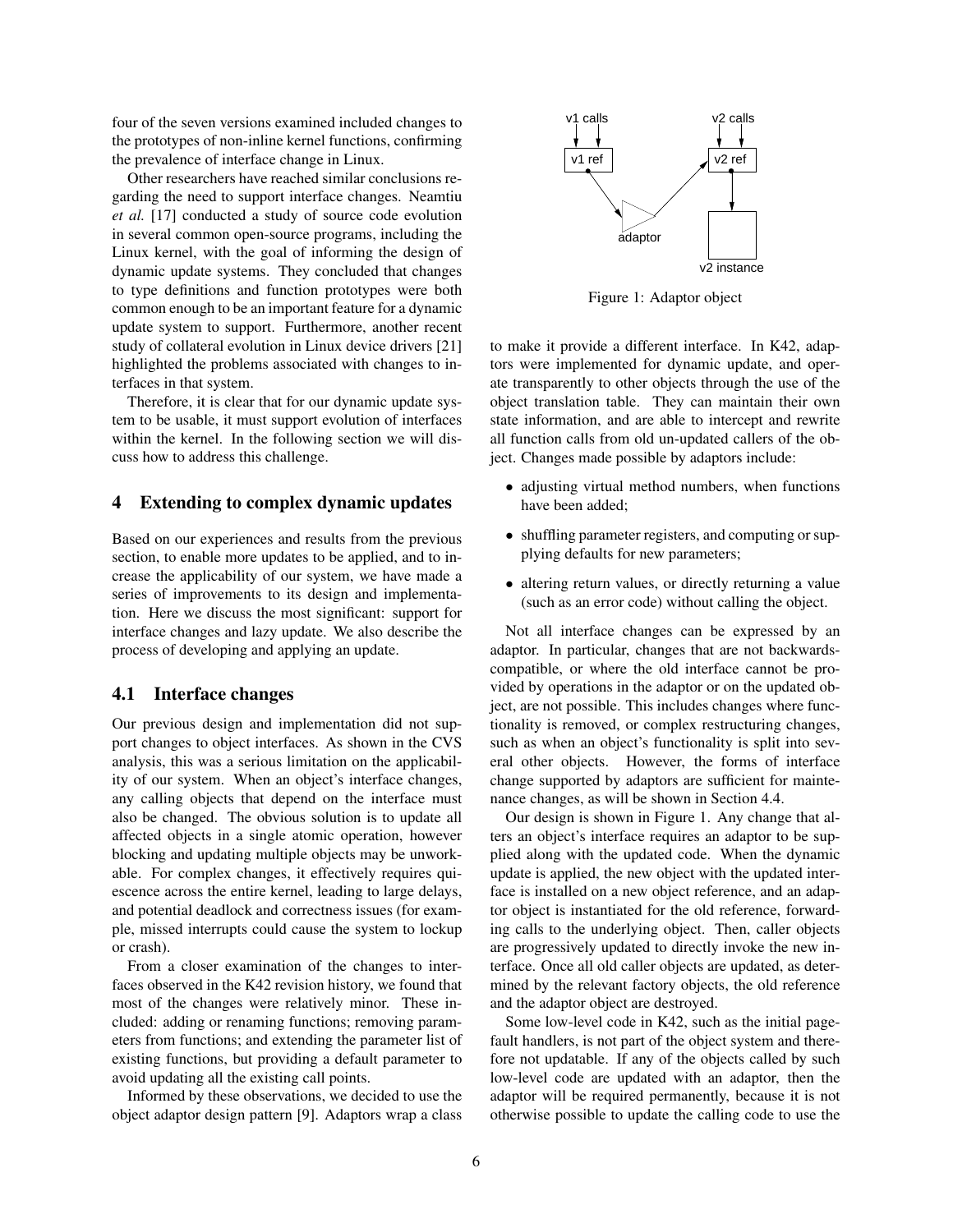four of the seven versions examined included changes to the prototypes of non-inline kernel functions, confirming the prevalence of interface change in Linux.

Other researchers have reached similar conclusions regarding the need to support interface changes. Neamtiu *et al.* [17] conducted a study of source code evolution in several common open-source programs, including the Linux kernel, with the goal of informing the design of dynamic update systems. They concluded that changes to type definitions and function prototypes were both common enough to be an important feature for a dynamic update system to support. Furthermore, another recent study of collateral evolution in Linux device drivers [21] highlighted the problems associated with changes to interfaces in that system.

Therefore, it is clear that for our dynamic update system to be usable, it must support evolution of interfaces within the kernel. In the following section we will discuss how to address this challenge.

## 4 Extending to complex dynamic updates

Based on our experiences and results from the previous section, to enable more updates to be applied, and to increase the applicability of our system, we have made a series of improvements to its design and implementation. Here we discuss the most significant: support for interface changes and lazy update. We also describe the process of developing and applying an update.

### 4.1 Interface changes

Our previous design and implementation did not support changes to object interfaces. As shown in the CVS analysis, this was a serious limitation on the applicability of our system. When an object's interface changes, any calling objects that depend on the interface must also be changed. The obvious solution is to update all affected objects in a single atomic operation, however blocking and updating multiple objects may be unworkable. For complex changes, it effectively requires quiescence across the entire kernel, leading to large delays, and potential deadlock and correctness issues (for example, missed interrupts could cause the system to lockup or crash).

From a closer examination of the changes to interfaces observed in the K42 revision history, we found that most of the changes were relatively minor. These included: adding or renaming functions; removing parameters from functions; and extending the parameter list of existing functions, but providing a default parameter to avoid updating all the existing call points.

Informed by these observations, we decided to use the object adaptor design pattern [9]. Adaptors wrap a class to make it provide a different interface. In K42, adaptors were implemented for dynamic update, and operate transparently to other objects through the use of the object translation table. They can maintain their own state information, and are able to intercept and rewrite all function calls from old un-updated callers of the object. Changes made possible by adaptors include:

- adjusting virtual method numbers, when functions have been added;
- shuffling parameter registers, and computing or supplying defaults for new parameters;
- altering return values, or directly returning a value (such as an error code) without calling the object.

Not all interface changes can be expressed by an adaptor. In particular, changes that are not backwards-compatible, or where the old interface cannot be provided by operations in the adaptor or on the updated object, are not possible. This includes changes where functionality is removed, or complex restructuring changes, such as when an object's functionality is split into several other objects. However, the forms of interface change supported by adaptors are sufficient for maintenance changes, as will be shown in Section 4.4.

Figure 1: Adaptor object

Our design is shown in Figure 1. Any change that alters an object's interface requires an adaptor to be supplied along with the updated code. When the dynamic update is applied, the new object with the updated interface is installed on a new object reference, and an adaptor object is instantiated for the old reference, forwarding calls to the underlying object. Then, caller objects are progressively updated to directly invoke the new interface. Once all old caller objects are updated, as determined by the relevant factory objects, the old reference and the adaptor object are destroyed.

Some low-level code in K42, such as the initial page-fault handlers, is not part of the object system and therefore not updatable. If any of the objects called by such low-level code are updated with an adaptor, then the adaptor will be required permanently, because it is not otherwise possible to update the calling code to use the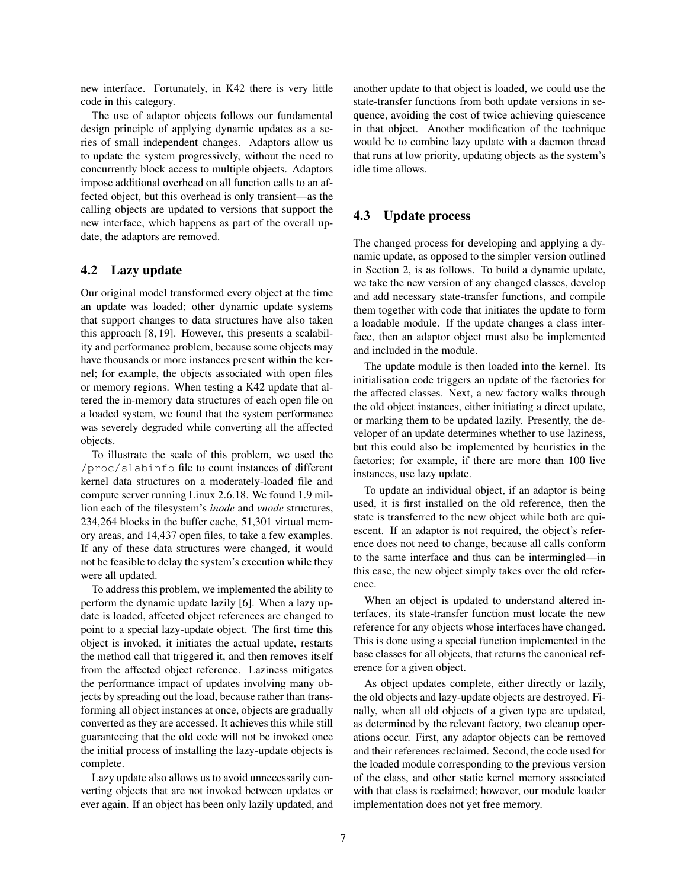new interface. Fortunately, in K42 there is very little code in this category.

The use of adaptor objects follows our fundamental design principle of applying dynamic updates as a series of small independent changes. Adaptors allow us to update the system progressively, without the need to concurrently block access to multiple objects. Adaptors impose additional overhead on all function calls to an affected object, but this overhead is only transient—as the calling objects are updated to versions that support the new interface, which happens as part of the overall update, the adaptors are removed.

## 4.2 Lazy update

Our original model transformed every object at the time an update was loaded; other dynamic update systems that support changes to data structures have also taken this approach [8, 19]. However, this presents a scalability and performance problem, because some objects may have thousands or more instances present within the kernel; for example, the objects associated with open files or memory regions. When testing a K42 update that altered the in-memory data structures of each open file on a loaded system, we found that the system performance was severely degraded while converting all the affected objects.

To illustrate the scale of this problem, we used the `/proc/slabinfo` file to count instances of different kernel data structures on a moderately-loaded file and compute server running Linux 2.6.18. We found 1.9 million each of the filesystem's *inode* and *vnode* structures, 234,264 blocks in the buffer cache, 51,301 virtual memory areas, and 14,437 open files, to take a few examples. If any of these data structures were changed, it would not be feasible to delay the system's execution while they were all updated.

To address this problem, we implemented the ability to perform the dynamic update lazily [6]. When a lazy update is loaded, affected object references are changed to point to a special lazy-update object. The first time this object is invoked, it initiates the actual update, restarts the method call that triggered it, and then removes itself from the affected object reference. Laziness mitigates the performance impact of updates involving many objects by spreading out the load, because rather than transforming all object instances at once, objects are gradually converted as they are accessed. It achieves this while still guaranteeing that the old code will not be invoked once the initial process of installing the lazy-update objects is complete.

Lazy update also allows us to avoid unnecessarily converting objects that are not invoked between updates or ever again. If an object has been only lazily updated, and another update to that object is loaded, we could use the state-transfer functions from both update versions in sequence, avoiding the cost of twice achieving quiescence in that object. Another modification of the technique would be to combine lazy update with a daemon thread that runs at low priority, updating objects as the system's idle time allows.

## 4.3 Update process

The changed process for developing and applying a dynamic update, as opposed to the simpler version outlined in Section 2, is as follows. To build a dynamic update, we take the new version of any changed classes, develop and add necessary state-transfer functions, and compile them together with code that initiates the update to form a loadable module. If the update changes a class interface, then an adaptor object must also be implemented and included in the module.

The update module is then loaded into the kernel. Its initialisation code triggers an update of the factories for the affected classes. Next, a new factory walks through the old object instances, either initiating a direct update, or marking them to be updated lazily. Presently, the developer of an update determines whether to use laziness, but this could also be implemented by heuristics in the factories; for example, if there are more than 100 live instances, use lazy update.

To update an individual object, if an adaptor is being used, it is first installed on the old reference, then the state is transferred to the new object while both are quiescent. If an adaptor is not required, the object's reference does not need to change, because all calls conform to the same interface and thus can be intermingled—in this case, the new object simply takes over the old reference.

When an object is updated to understand altered interfaces, its state-transfer function must locate the new reference for any objects whose interfaces have changed. This is done using a special function implemented in the base classes for all objects, that returns the canonical reference for a given object.

As object updates complete, either directly or lazily, the old objects and lazy-update objects are destroyed. Finally, when all old objects of a given type are updated, as determined by the relevant factory, two cleanup operations occur. First, any adaptor objects can be removed and their references reclaimed. Second, the code used for the loaded module corresponding to the previous version of the class, and other static kernel memory associated with that class is reclaimed; however, our module loader implementation does not yet free memory.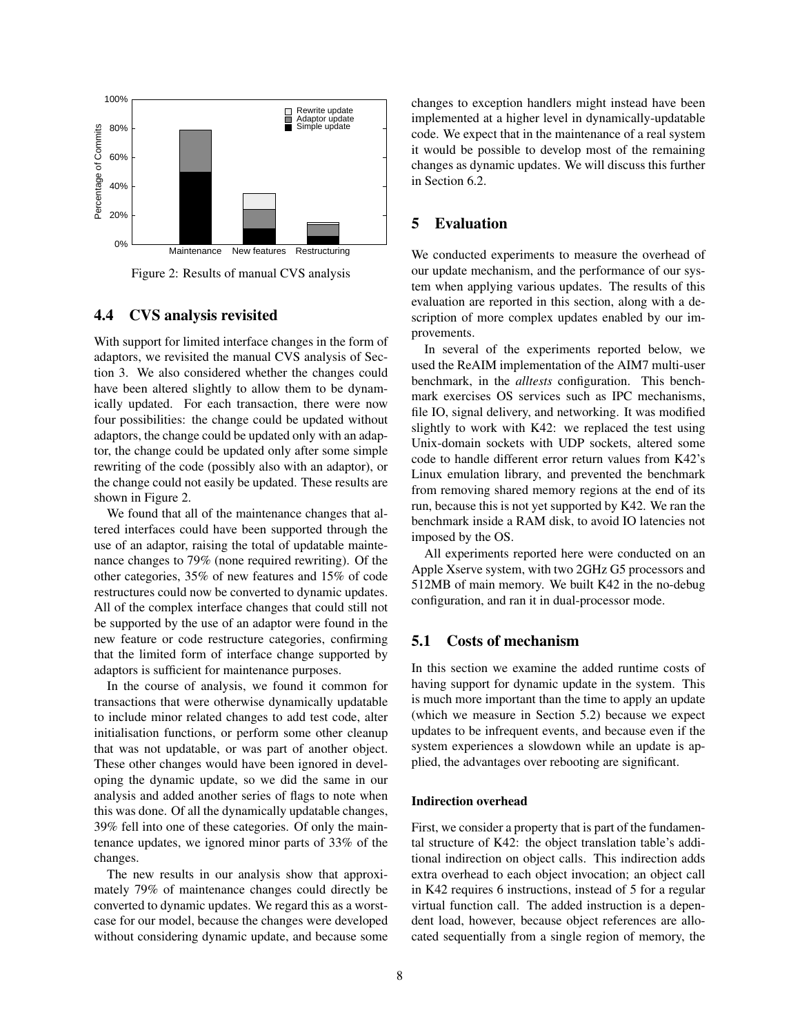Figure 2: Results of manual CVS analysis

### 4.4 CVS analysis revisited

With support for limited interface changes in the form of adaptors, we revisited the manual CVS analysis of Section 3. We also considered whether the changes could have been altered slightly to allow them to be dynamically updated. For each transaction, there were now four possibilities: the change could be updated without adaptors, the change could be updated only with an adaptor, the change could be updated only after some simple rewriting of the code (possibly also with an adaptor), or the change could not easily be updated. These results are shown in Figure 2.

We found that all of the maintenance changes that altered interfaces could have been supported through the use of an adaptor, raising the total of updatable maintenance changes to 79% (none required rewriting). Of the other categories, 35% of new features and 15% of code restructures could now be converted to dynamic updates. All of the complex interface changes that could still not be supported by the use of an adaptor were found in the new feature or code restructure categories, confirming that the limited form of interface change supported by adaptors is sufficient for maintenance purposes.

In the course of analysis, we found it common for transactions that were otherwise dynamically updatable to include minor related changes to add test code, alter initialisation functions, or perform some other cleanup that was not updatable, or was part of another object. These other changes would have been ignored in developing the dynamic update, so we did the same in our analysis and added another series of flags to note when this was done. Of all the dynamically updatable changes, 39% fell into one of these categories. Of only the maintenance updates, we ignored minor parts of 33% of the changes.

The new results in our analysis show that approximately 79% of maintenance changes could directly be converted to dynamic updates. We regard this as a worst-case for our model, because the changes were developed without considering dynamic update, and because some changes to exception handlers might instead have been implemented at a higher level in dynamically-updatable code. We expect that in the maintenance of a real system it would be possible to develop most of the remaining changes as dynamic updates. We will discuss this further in Section 6.2.

## 5 Evaluation

We conducted experiments to measure the overhead of our update mechanism, and the performance of our system when applying various updates. The results of this evaluation are reported in this section, along with a description of more complex updates enabled by our improvements.

In several of the experiments reported below, we used the ReAIM implementation of the AIM7 multi-user benchmark, in the *alltests* configuration. This benchmark exercises OS services such as IPC mechanisms, file IO, signal delivery, and networking. It was modified slightly to work with K42: we replaced the test using Unix-domain sockets with UDP sockets, altered some code to handle different error return values from K42's Linux emulation library, and prevented the benchmark from removing shared memory regions at the end of its run, because this is not yet supported by K42. We ran the benchmark inside a RAM disk, to avoid IO latencies not imposed by the OS.

All experiments reported here were conducted on an Apple Xserve system, with two 2GHz G5 processors and 512MB of main memory. We built K42 in the no-debug configuration, and ran it in dual-processor mode.

### 5.1 Costs of mechanism

In this section we examine the added runtime costs of having support for dynamic update in the system. This is much more important than the time to apply an update (which we measure in Section 5.2) because we expect updates to be infrequent events, and because even if the system experiences a slowdown while an update is applied, the advantages over rebooting are significant.

#### Indirection overhead

First, we consider a property that is part of the fundamental structure of K42: the object translation table's additional indirection on object calls. This indirection adds extra overhead to each object invocation; an object call in K42 requires 6 instructions, instead of 5 for a regular virtual function call. The added instruction is a dependent load, however, because object references are allocated sequentially from a single region of memory, the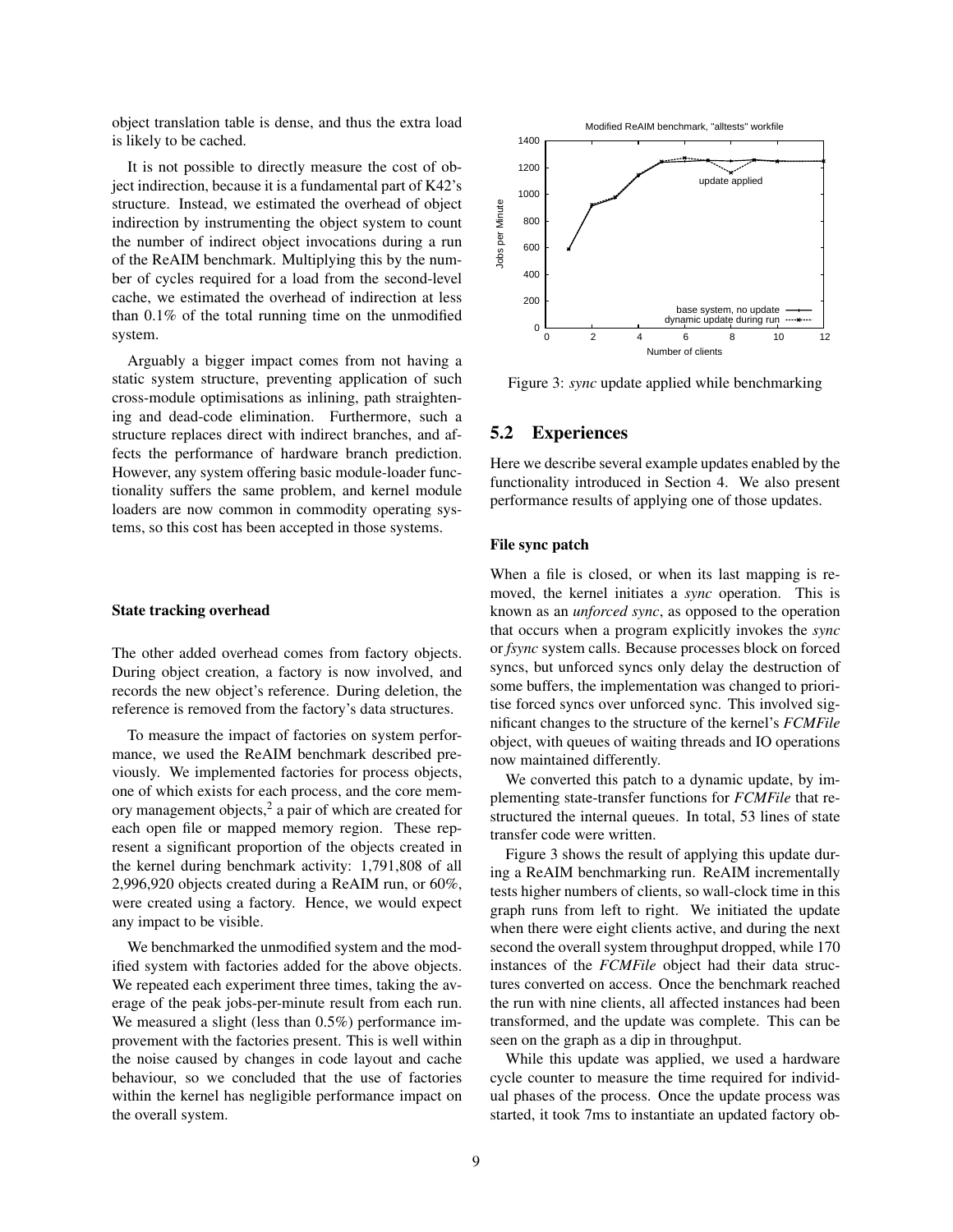object translation table is dense, and thus the extra load is likely to be cached.

It is not possible to directly measure the cost of object indirection, because it is a fundamental part of K42's structure. Instead, we estimated the overhead of object indirection by instrumenting the object system to count the number of indirect object invocations during a run of the ReAIM benchmark. Multiplying this by the number of cycles required for a load from the second-level cache, we estimated the overhead of indirection at less than 0.1% of the total running time on the unmodified system.

Arguably a bigger impact comes from not having a static system structure, preventing application of such cross-module optimisations as inlining, path straightening and dead-code elimination. Furthermore, such a structure replaces direct with indirect branches, and affects the performance of hardware branch prediction. However, any system offering basic module-loader functionality suffers the same problem, and kernel module loaders are now common in commodity operating systems, so this cost has been accepted in those systems.

#### State tracking overhead

The other added overhead comes from factory objects. During object creation, a factory is now involved, and records the new object's reference. During deletion, the reference is removed from the factory's data structures.

To measure the impact of factories on system performance, we used the ReAIM benchmark described previously. We implemented factories for process objects, one of which exists for each process, and the core memory management objects,[2] a pair of which are created for each open file or mapped memory region. These represent a significant proportion of the objects created in the kernel during benchmark activity: 1,791,808 of all 2,996,920 objects created during a ReAIM run, or 60%, were created using a factory. Hence, we would expect any impact to be visible.

We benchmarked the unmodified system and the modified system with factories added for the above objects. We repeated each experiment three times, taking the average of the peak jobs-per-minute result from each run. We measured a slight (less than 0.5%) performance improvement with the factories present. This is well within the noise caused by changes in code layout and cache behaviour, so we concluded that the use of factories within the kernel has negligible performance impact on the overall system.

Figure 3: *sync* update applied while benchmarking

## 5.2 Experiences

Here we describe several example updates enabled by the functionality introduced in Section 4. We also present performance results of applying one of those updates.

#### File sync patch

When a file is closed, or when its last mapping is removed, the kernel initiates a *sync* operation. This is known as an *unforced sync*, as opposed to the operation that occurs when a program explicitly invokes the *sync* or *fsync* system calls. Because processes block on forced syncs, but unforced syncs only delay the destruction of some buffers, the implementation was changed to prioritise forced syncs over unforced sync. This involved significant changes to the structure of the kernel's *FCMFile* object, with queues of waiting threads and IO operations now maintained differently.

We converted this patch to a dynamic update, by implementing state-transfer functions for *FCMFile* that restructured the internal queues. In total, 53 lines of state transfer code were written.

Figure 3 shows the result of applying this update during a ReAIM benchmarking run. ReAIM incrementally tests higher numbers of clients, so wall-clock time in this graph runs from left to right. We initiated the update when there were eight clients active, and during the next second the overall system throughput dropped, while 170 instances of the *FCMFile* object had their data structures converted on access. Once the benchmark reached the run with nine clients, all affected instances had been transformed, and the update was complete. This can be seen on the graph as a dip in throughput.

While this update was applied, we used a hardware cycle counter to measure the time required for individual phases of the process. Once the update process was started, it took 7ms to instantiate an updated factory ob-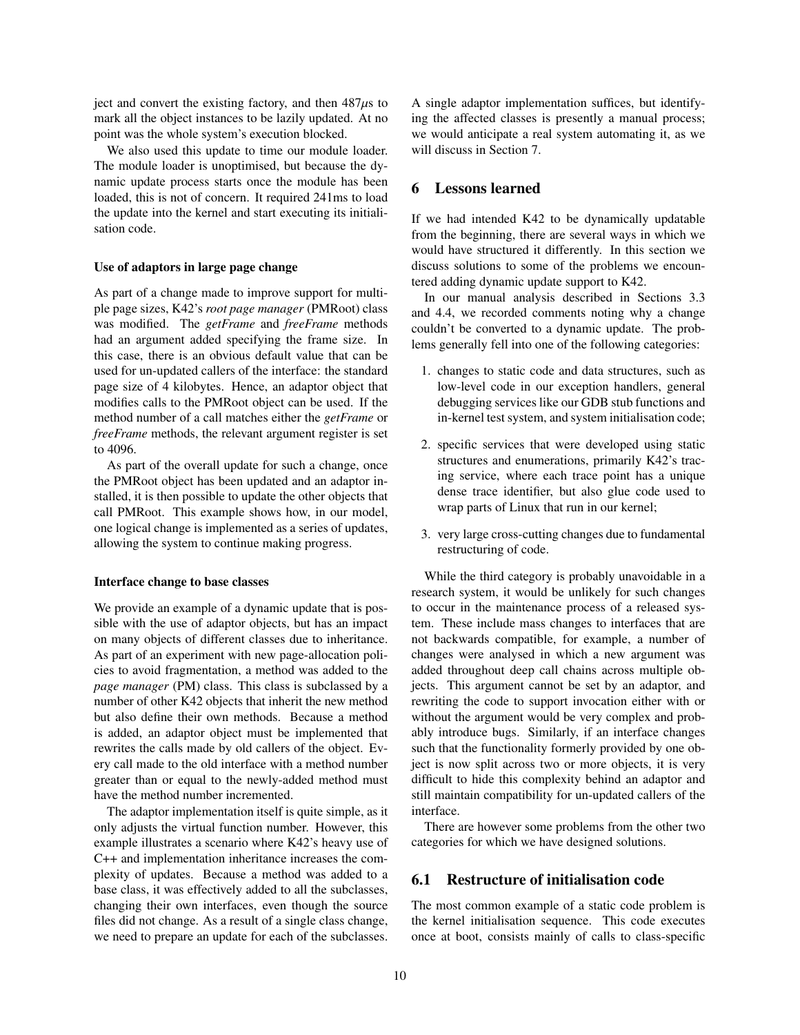ject and convert the existing factory, and then 487$\mu$s to mark all the object instances to be lazily updated. At no point was the whole system's execution blocked.

We also used this update to time our module loader. The module loader is unoptimised, but because the dynamic update process starts once the module has been loaded, this is not of concern. It required 241ms to load the update into the kernel and start executing its initialisation code.

#### Use of adaptors in large page change

As part of a change made to improve support for multiple page sizes, K42's *root page manager* (PMRoot) class was modified. The *getFrame* and *freeFrame* methods had an argument added specifying the frame size. In this case, there is an obvious default value that can be used for un-updated callers of the interface: the standard page size of 4 kilobytes. Hence, an adaptor object that modifies calls to the PMRoot object can be used. If the method number of a call matches either the *getFrame* or *freeFrame* methods, the relevant argument register is set to 4096.

As part of the overall update for such a change, once the PMRoot object has been updated and an adaptor installed, it is then possible to update the other objects that call PMRoot. This example shows how, in our model, one logical change is implemented as a series of updates, allowing the system to continue making progress.

#### Interface change to base classes

We provide an example of a dynamic update that is possible with the use of adaptor objects, but has an impact on many objects of different classes due to inheritance. As part of an experiment with new page-allocation policies to avoid fragmentation, a method was added to the *page manager* (PM) class. This class is subclassed by a number of other K42 objects that inherit the new method but also define their own methods. Because a method is added, an adaptor object must be implemented that rewrites the calls made by old callers of the object. Every call made to the old interface with a method number greater than or equal to the newly-added method must have the method number incremented.

The adaptor implementation itself is quite simple, as it only adjusts the virtual function number. However, this example illustrates a scenario where K42's heavy use of C++ and implementation inheritance increases the complexity of updates. Because a method was added to a base class, it was effectively added to all the subclasses, changing their own interfaces, even though the source files did not change. As a result of a single class change, we need to prepare an update for each of the subclasses. A single adaptor implementation suffices, but identifying the affected classes is presently a manual process; we would anticipate a real system automating it, as we will discuss in Section 7.

## 6 Lessons learned

If we had intended K42 to be dynamically updatable from the beginning, there are several ways in which we would have structured it differently. In this section we discuss solutions to some of the problems we encountered adding dynamic update support to K42.

In our manual analysis described in Sections 3.3 and 4.4, we recorded comments noting why a change couldn't be converted to a dynamic update. The problems generally fell into one of the following categories:

1. changes to static code and data structures, such as low-level code in our exception handlers, general debugging services like our GDB stub functions and in-kernel test system, and system initialisation code;
2. specific services that were developed using static structures and enumerations, primarily K42's tracing service, where each trace point has a unique dense trace identifier, but also glue code used to wrap parts of Linux that run in our kernel;
3. very large cross-cutting changes due to fundamental restructuring of code.

While the third category is probably unavoidable in a research system, it would be unlikely for such changes to occur in the maintenance process of a released system. These include mass changes to interfaces that are not backwards compatible, for example, a number of changes were analysed in which a new argument was added throughout deep call chains across multiple objects. This argument cannot be set by an adaptor, and rewriting the code to support invocation either with or without the argument would be very complex and probably introduce bugs. Similarly, if an interface changes such that the functionality formerly provided by one object is now split across two or more objects, it is very difficult to hide this complexity behind an adaptor and still maintain compatibility for un-updated callers of the interface.

There are however some problems from the other two categories for which we have designed solutions.

### 6.1 Restructure of initialisation code

The most common example of a static code problem is the kernel initialisation sequence. This code executes once at boot, consists mainly of calls to class-specific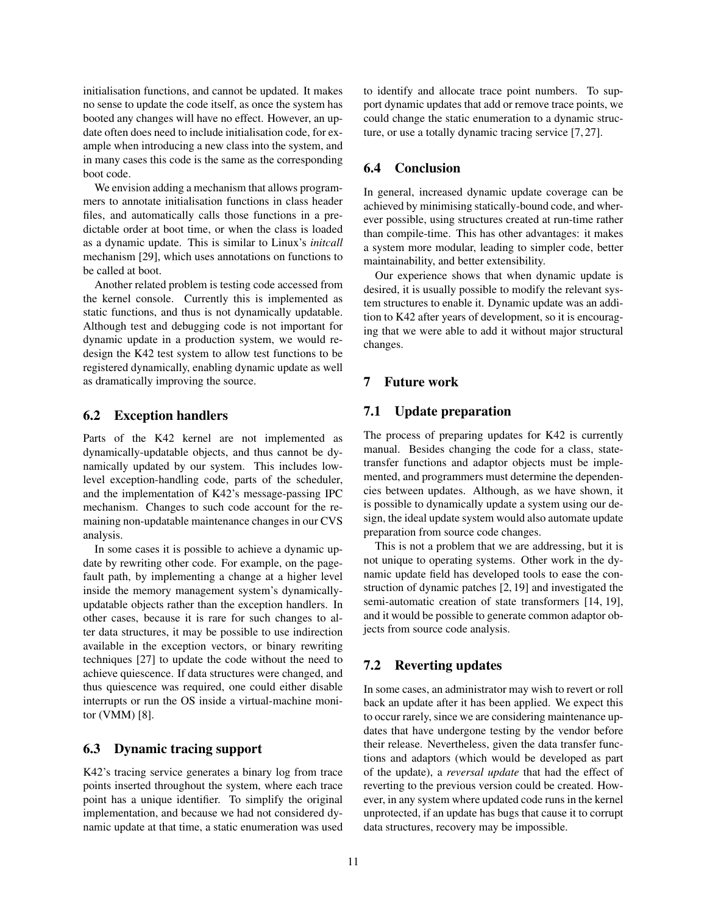initialisation functions, and cannot be updated. It makes no sense to update the code itself, as once the system has booted any changes will have no effect. However, an update often does need to include initialisation code, for example when introducing a new class into the system, and in many cases this code is the same as the corresponding boot code.

We envision adding a mechanism that allows programmers to annotate initialisation functions in class header files, and automatically calls those functions in a predictable order at boot time, or when the class is loaded as a dynamic update. This is similar to Linux's *initcall* mechanism [29], which uses annotations on functions to be called at boot.

Another related problem is testing code accessed from the kernel console. Currently this is implemented as static functions, and thus is not dynamically updatable. Although test and debugging code is not important for dynamic update in a production system, we would redesign the K42 test system to allow test functions to be registered dynamically, enabling dynamic update as well as dramatically improving the source.

### 6.2 Exception handlers

Parts of the K42 kernel are not implemented as dynamically-updatable objects, and thus cannot be dynamically updated by our system. This includes low-level exception-handling code, parts of the scheduler, and the implementation of K42's message-passing IPC mechanism. Changes to such code account for the remaining non-updatable maintenance changes in our CVS analysis.

In some cases it is possible to achieve a dynamic update by rewriting other code. For example, on the page-fault path, by implementing a change at a higher level inside the memory management system's dynamically-updatable objects rather than the exception handlers. In other cases, because it is rare for such changes to alter data structures, it may be possible to use indirection available in the exception vectors, or binary rewriting techniques [27] to update the code without the need to achieve quiescence. If data structures were changed, and thus quiescence was required, one could either disable interrupts or run the OS inside a virtual-machine monitor (VMM) [8].

### 6.3 Dynamic tracing support

K42's tracing service generates a binary log from trace points inserted throughout the system, where each trace point has a unique identifier. To simplify the original implementation, and because we had not considered dynamic update at that time, a static enumeration was used to identify and allocate trace point numbers. To support dynamic updates that add or remove trace points, we could change the static enumeration to a dynamic structure, or use a totally dynamic tracing service [7, 27].

### 6.4 Conclusion

In general, increased dynamic update coverage can be achieved by minimising statically-bound code, and wherever possible, using structures created at run-time rather than compile-time. This has other advantages: it makes a system more modular, leading to simpler code, better maintainability, and better extensibility.

Our experience shows that when dynamic update is desired, it is usually possible to modify the relevant system structures to enable it. Dynamic update was an addition to K42 after years of development, so it is encouraging that we were able to add it without major structural changes.

## 7 Future work

### 7.1 Update preparation

The process of preparing updates for K42 is currently manual. Besides changing the code for a class, state-transfer functions and adaptor objects must be implemented, and programmers must determine the dependencies between updates. Although, as we have shown, it is possible to dynamically update a system using our design, the ideal update system would also automate update preparation from source code changes.

This is not a problem that we are addressing, but it is not unique to operating systems. Other work in the dynamic update field has developed tools to ease the construction of dynamic patches [2, 19] and investigated the semi-automatic creation of state transformers [14, 19], and it would be possible to generate common adaptor objects from source code analysis.

### 7.2 Reverting updates

In some cases, an administrator may wish to revert or roll back an update after it has been applied. We expect this to occur rarely, since we are considering maintenance updates that have undergone testing by the vendor before their release. Nevertheless, given the data transfer functions and adaptors (which would be developed as part of the update), a *reversal update* that had the effect of reverting to the previous version could be created. However, in any system where updated code runs in the kernel unprotected, if an update has bugs that cause it to corrupt data structures, recovery may be impossible.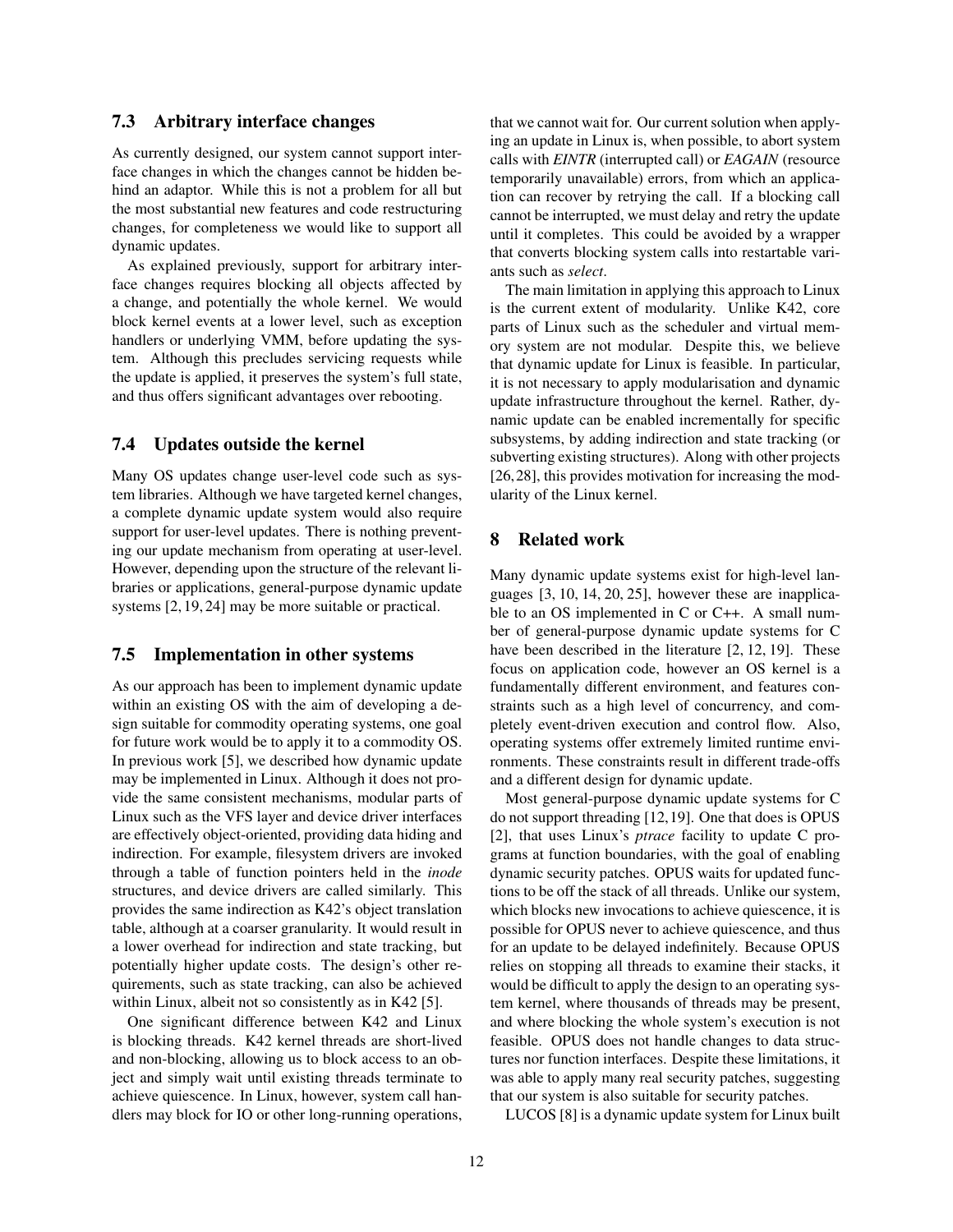### 7.3 Arbitrary interface changes

As currently designed, our system cannot support interface changes in which the changes cannot be hidden behind an adaptor. While this is not a problem for all but the most substantial new features and code restructuring changes, for completeness we would like to support all dynamic updates.

As explained previously, support for arbitrary interface changes requires blocking all objects affected by a change, and potentially the whole kernel. We would block kernel events at a lower level, such as exception handlers or underlying VMM, before updating the system. Although this precludes servicing requests while the update is applied, it preserves the system's full state, and thus offers significant advantages over rebooting.

### 7.4 Updates outside the kernel

Many OS updates change user-level code such as system libraries. Although we have targeted kernel changes, a complete dynamic update system would also require support for user-level updates. There is nothing preventing our update mechanism from operating at user-level. However, depending upon the structure of the relevant libraries or applications, general-purpose dynamic update systems [2, 19, 24] may be more suitable or practical.

### 7.5 Implementation in other systems

As our approach has been to implement dynamic update within an existing OS with the aim of developing a design suitable for commodity operating systems, one goal for future work would be to apply it to a commodity OS. In previous work [5], we described how dynamic update may be implemented in Linux. Although it does not provide the same consistent mechanisms, modular parts of Linux such as the VFS layer and device driver interfaces are effectively object-oriented, providing data hiding and indirection. For example, filesystem drivers are invoked through a table of function pointers held in the *inode* structures, and device drivers are called similarly. This provides the same indirection as K42's object translation table, although at a coarser granularity. It would result in a lower overhead for indirection and state tracking, but potentially higher update costs. The design's other requirements, such as state tracking, can also be achieved within Linux, albeit not so consistently as in K42 [5].

One significant difference between K42 and Linux is blocking threads. K42 kernel threads are short-lived and non-blocking, allowing us to block access to an object and simply wait until existing threads terminate to achieve quiescence. In Linux, however, system call handlers may block for IO or other long-running operations, that we cannot wait for. Our current solution when applying an update in Linux is, when possible, to abort system calls with *EINTR* (interrupted call) or *EAGAIN* (resource temporarily unavailable) errors, from which an application can recover by retrying the call. If a blocking call cannot be interrupted, we must delay and retry the update until it completes. This could be avoided by a wrapper that converts blocking system calls into restartable variants such as *select*.

The main limitation in applying this approach to Linux is the current extent of modularity. Unlike K42, core parts of Linux such as the scheduler and virtual memory system are not modular. Despite this, we believe that dynamic update for Linux is feasible. In particular, it is not necessary to apply modularisation and dynamic update infrastructure throughout the kernel. Rather, dynamic update can be enabled incrementally for specific subsystems, by adding indirection and state tracking (or subverting existing structures). Along with other projects [26, 28], this provides motivation for increasing the modularity of the Linux kernel.

## 8 Related work

Many dynamic update systems exist for high-level languages [3, 10, 14, 20, 25], however these are inapplicable to an OS implemented in C or C++. A small number of general-purpose dynamic update systems for C have been described in the literature [2, 12, 19]. These focus on application code, however an OS kernel is a fundamentally different environment, and features constraints such as a high level of concurrency, and completely event-driven execution and control flow. Also, operating systems offer extremely limited runtime environments. These constraints result in different trade-offs and a different design for dynamic update.

Most general-purpose dynamic update systems for C do not support threading [12, 19]. One that does is OPUS [2], that uses Linux's *ptrace* facility to update C programs at function boundaries, with the goal of enabling dynamic security patches. OPUS waits for updated functions to be off the stack of all threads. Unlike our system, which blocks new invocations to achieve quiescence, it is possible for OPUS never to achieve quiescence, and thus for an update to be delayed indefinitely. Because OPUS relies on stopping all threads to examine their stacks, it would be difficult to apply the design to an operating system kernel, where thousands of threads may be present, and where blocking the whole system's execution is not feasible. OPUS does not handle changes to data structures nor function interfaces. Despite these limitations, it was able to apply many real security patches, suggesting that our system is also suitable for security patches.

LUCOS [8] is a dynamic update system for Linux built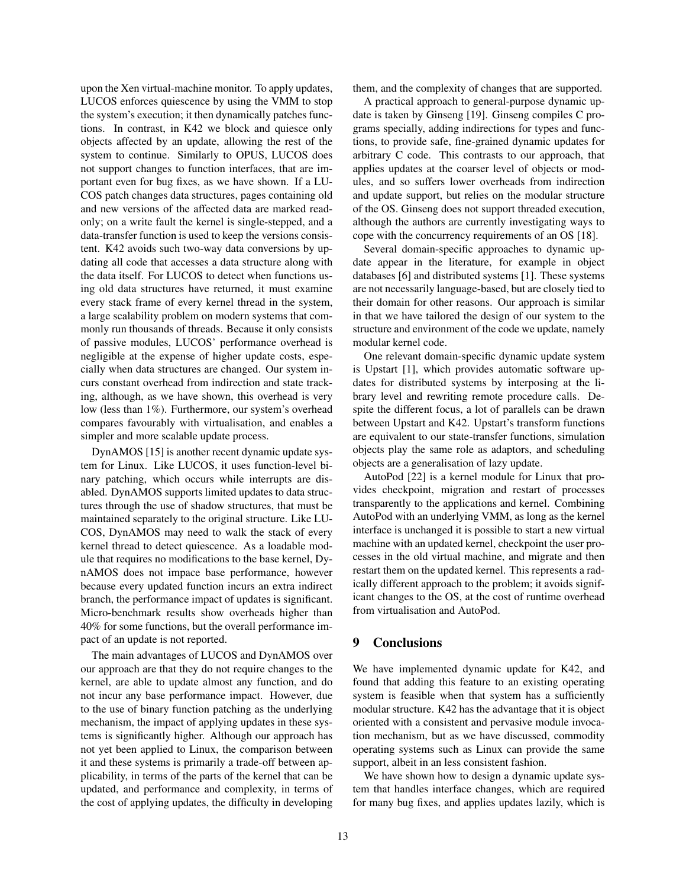upon the Xen virtual-machine monitor. To apply updates, LUCOS enforces quiescence by using the VMM to stop the system's execution; it then dynamically patches functions. In contrast, in K42 we block and quiesce only objects affected by an update, allowing the rest of the system to continue. Similarly to OPUS, LUCOS does not support changes to function interfaces, that are important even for bug fixes, as we have shown. If a LUCOS patch changes data structures, pages containing old and new versions of the affected data are marked read-only; on a write fault the kernel is single-stepped, and a data-transfer function is used to keep the versions consistent. K42 avoids such two-way data conversions by updating all code that accesses a data structure along with the data itself. For LUCOS to detect when functions using old data structures have returned, it must examine every stack frame of every kernel thread in the system, a large scalability problem on modern systems that commonly run thousands of threads. Because it only consists of passive modules, LUCOS' performance overhead is negligible at the expense of higher update costs, especially when data structures are changed. Our system incurs constant overhead from indirection and state tracking, although, as we have shown, this overhead is very low (less than 1%). Furthermore, our system's overhead compares favourably with virtualisation, and enables a simpler and more scalable update process.

DynAMOS [15] is another recent dynamic update system for Linux. Like LUCOS, it uses function-level binary patching, which occurs while interrupts are disabled. DynAMOS supports limited updates to data structures through the use of shadow structures, that must be maintained separately to the original structure. Like LUCOS, DynAMOS may need to walk the stack of every kernel thread to detect quiescence. As a loadable module that requires no modifications to the base kernel, DynAMOS does not impace base performance, however because every updated function incurs an extra indirect branch, the performance impact of updates is significant. Micro-benchmark results show overheads higher than 40% for some functions, but the overall performance impact of an update is not reported.

The main advantages of LUCOS and DynAMOS over our approach are that they do not require changes to the kernel, are able to update almost any function, and do not incur any base performance impact. However, due to the use of binary function patching as the underlying mechanism, the impact of applying updates in these systems is significantly higher. Although our approach has not yet been applied to Linux, the comparison between it and these systems is primarily a trade-off between applicability, in terms of the parts of the kernel that can be updated, and performance and complexity, in terms of the cost of applying updates, the difficulty in developing them, and the complexity of changes that are supported.

A practical approach to general-purpose dynamic update is taken by Ginseng [19]. Ginseng compiles C programs specially, adding indirections for types and functions, to provide safe, fine-grained dynamic updates for arbitrary C code. This contrasts to our approach, that applies updates at the coarser level of objects or modules, and so suffers lower overheads from indirection and update support, but relies on the modular structure of the OS. Ginseng does not support threaded execution, although the authors are currently investigating ways to cope with the concurrency requirements of an OS [18].

Several domain-specific approaches to dynamic update appear in the literature, for example in object databases [6] and distributed systems [1]. These systems are not necessarily language-based, but are closely tied to their domain for other reasons. Our approach is similar in that we have tailored the design of our system to the structure and environment of the code we update, namely modular kernel code.

One relevant domain-specific dynamic update system is Upstart [1], which provides automatic software updates for distributed systems by interposing at the library level and rewriting remote procedure calls. Despite the different focus, a lot of parallels can be drawn between Upstart and K42. Upstart's transform functions are equivalent to our state-transfer functions, simulation objects play the same role as adaptors, and scheduling objects are a generalisation of lazy update.

AutoPod [22] is a kernel module for Linux that provides checkpoint, migration and restart of processes transparently to the applications and kernel. Combining AutoPod with an underlying VMM, as long as the kernel interface is unchanged it is possible to start a new virtual machine with an updated kernel, checkpoint the user processes in the old virtual machine, and migrate and then restart them on the updated kernel. This represents a radically different approach to the problem; it avoids significant changes to the OS, at the cost of runtime overhead from virtualisation and AutoPod.

## 9 Conclusions

We have implemented dynamic update for K42, and found that adding this feature to an existing operating system is feasible when that system has a sufficiently modular structure. K42 has the advantage that it is object oriented with a consistent and pervasive module invocation mechanism, but as we have discussed, commodity operating systems such as Linux can provide the same support, albeit in an less consistent fashion.

We have shown how to design a dynamic update system that handles interface changes, which are required for many bug fixes, and applies updates lazily, which is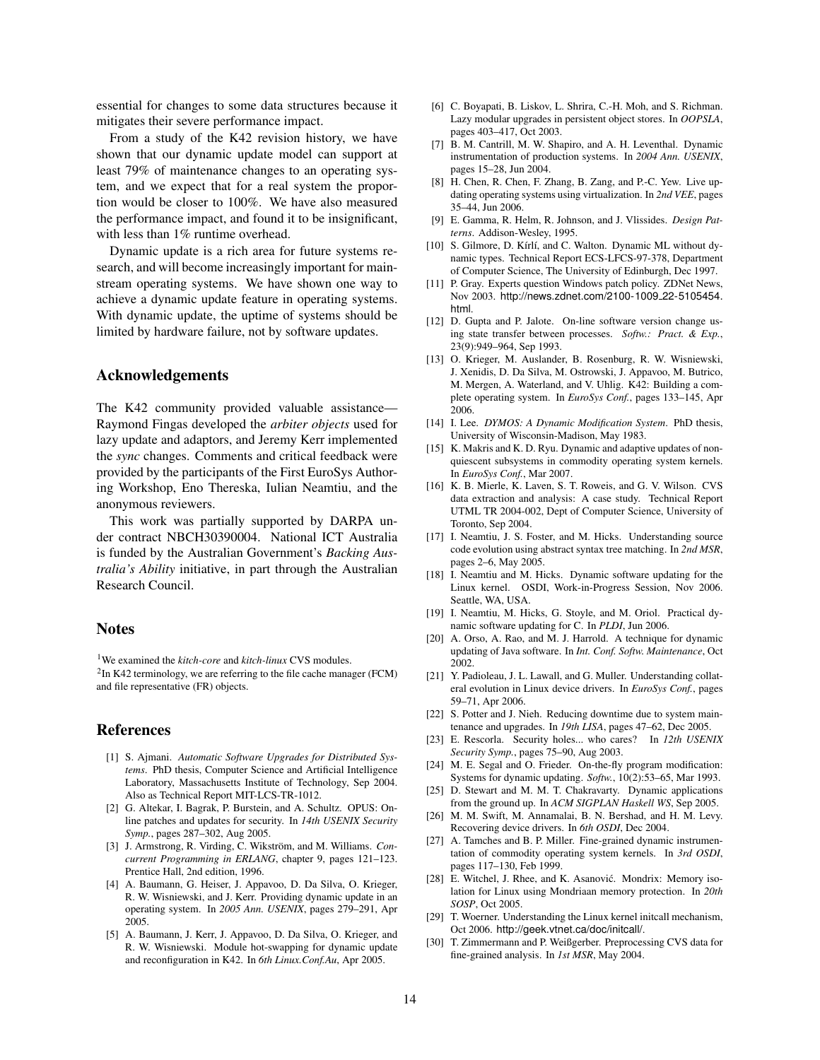essential for changes to some data structures because it mitigates their severe performance impact.

From a study of the K42 revision history, we have shown that our dynamic update model can support at least 79% of maintenance changes to an operating system, and we expect that for a real system the proportion would be closer to 100%. We have also measured the performance impact, and found it to be insignificant, with less than 1% runtime overhead.

Dynamic update is a rich area for future systems research, and will become increasingly important for mainstream operating systems. We have shown one way to achieve a dynamic update feature in operating systems. With dynamic update, the uptime of systems should be limited by hardware failure, not by software updates.

## Acknowledgements

The K42 community provided valuable assistance—Raymond Fingas developed the *arbiter objects* used for lazy update and adaptors, and Jeremy Kerr implemented the *sync* changes. Comments and critical feedback were provided by the participants of the First EuroSys Authoring Workshop, Eno Thereska, Iulian Neamtiu, and the anonymous reviewers.

This work was partially supported by DARPA under contract NBCH30390004. National ICT Australia is funded by the Australian Government's *Backing Australia's Ability* initiative, in part through the Australian Research Council.

## Notes

[1] We examined the *kitch-core* and *kitch-linux* CVS modules.

[2] In K42 terminology, we are referring to the file cache manager (FCM) and file representative (FR) objects.

## References

[1] S. Ajmani. *Automatic Software Upgrades for Distributed Systems*. PhD thesis, Computer Science and Artificial Intelligence Laboratory, Massachusetts Institute of Technology, Sep 2004. Also as Technical Report MIT-LCS-TR-1012.

[2] G. Altekar, I. Bagrak, P. Burstein, and A. Schultz. OPUS: Online patches and updates for security. In *14th USENIX Security Symp.*, pages 287–302, Aug 2005.

[3] J. Armstrong, R. Virding, C. Wikström, and M. Williams. *Concurrent Programming in ERLANG*, chapter 9, pages 121–123. Prentice Hall, 2nd edition, 1996.

[4] A. Baumann, G. Heiser, J. Appavoo, D. Da Silva, O. Krieger, R. W. Wisniewski, and J. Kerr. Providing dynamic update in an operating system. In *2005 Ann. USENIX*, pages 279–291, Apr 2005.

[5] A. Baumann, J. Kerr, J. Appavoo, D. Da Silva, O. Krieger, and R. W. Wisniewski. Module hot-swapping for dynamic update and reconfiguration in K42. In *6th Linux.Conf.Au*, Apr 2005.

[6] C. Boyapati, B. Liskov, L. Shrira, C.-H. Moh, and S. Richman. Lazy modular upgrades in persistent object stores. In *OOPSLA*, pages 403–417, Oct 2003.

[7] B. M. Cantrill, M. W. Shapiro, and A. H. Leventhal. Dynamic instrumentation of production systems. In *2004 Ann. USENIX*, pages 15–28, Jun 2004.

[8] H. Chen, R. Chen, F. Zhang, B. Zang, and P.-C. Yew. Live updating operating systems using virtualization. In *2nd VEE*, pages 35–44, Jun 2006.

[9] E. Gamma, R. Helm, R. Johnson, and J. Vlissides. *Design Patterns*. Addison-Wesley, 1995.

[10] S. Gilmore, D. Kírlí, and C. Walton. Dynamic ML without dynamic types. Technical Report ECS-LFCS-97-378, Department of Computer Science, The University of Edinburgh, Dec 1997.

[11] P. Gray. Experts question Windows patch policy. ZDNet News, Nov 2003. http://news.zdnet.com/2100-1009_22-5105454.html.

[12] D. Gupta and P. Jalote. On-line software version change using state transfer between processes. *Softw.: Pract. & Exp.*, 23(9):949–964, Sep 1993.

[13] O. Krieger, M. Auslander, B. Rosenburg, R. W. Wisniewski, J. Xenidis, D. Da Silva, M. Ostrowski, J. Appavoo, M. Butrico, M. Mergen, A. Waterland, and V. Uhlig. K42: Building a complete operating system. In *EuroSys Conf.*, pages 133–145, Apr 2006.

[14] I. Lee. *DYMOS: A Dynamic Modification System*. PhD thesis, University of Wisconsin-Madison, May 1983.

[15] K. Makris and K. D. Ryu. Dynamic and adaptive updates of non-quiescent subsystems in commodity operating system kernels. In *EuroSys Conf.*, Mar 2007.

[16] K. B. Mierle, K. Laven, S. T. Roweis, and G. V. Wilson. CVS data extraction and analysis: A case study. Technical Report UTML TR 2004-002, Dept of Computer Science, University of Toronto, Sep 2004.

[17] I. Neamtiu, J. S. Foster, and M. Hicks. Understanding source code evolution using abstract syntax tree matching. In *2nd MSR*, pages 2–6, May 2005.

[18] I. Neamtiu and M. Hicks. Dynamic software updating for the Linux kernel. OSDI, Work-in-Progress Session, Nov 2006. Seattle, WA, USA.

[19] I. Neamtiu, M. Hicks, G. Stoyle, and M. Oriol. Practical dynamic software updating for C. In *PLDI*, Jun 2006.

[20] A. Orso, A. Rao, and M. J. Harrold. A technique for dynamic updating of Java software. In *Int. Conf. Softw. Maintenance*, Oct 2002.

[21] Y. Padioleau, J. L. Lawall, and G. Muller. Understanding collateral evolution in Linux device drivers. In *EuroSys Conf.*, pages 59–71, Apr 2006.

[22] S. Potter and J. Nieh. Reducing downtime due to system maintenance and upgrades. In *19th LISA*, pages 47–62, Dec 2005.

[23] E. Rescorla. Security holes... who cares? In *12th USENIX Security Symp.*, pages 75–90, Aug 2003.

[24] M. E. Segal and O. Frieder. On-the-fly program modification: Systems for dynamic updating. *Softw.*, 10(2):53–65, Mar 1993.

[25] D. Stewart and M. M. T. Chakravarty. Dynamic applications from the ground up. In *ACM SIGPLAN Haskell WS*, Sep 2005.

[26] M. M. Swift, M. Annamalai, B. N. Bershad, and H. M. Levy. Recovering device drivers. In *6th OSDI*, Dec 2004.

[27] A. Tamches and B. P. Miller. Fine-grained dynamic instrumentation of commodity operating system kernels. In *3rd OSDI*, pages 117–130, Feb 1999.

[28] E. Witchel, J. Rhee, and K. Asanović. Mondrix: Memory isolation for Linux using Mondriaan memory protection. In *20th SOSP*, Oct 2005.

[29] T. Woerner. Understanding the Linux kernel initcall mechanism, Oct 2006. http://geek.vtnet.ca/doc/initcall/.

[30] T. Zimmermann and P. Weißgerber. Preprocessing CVS data for fine-grained analysis. In *1st MSR*, May 2004.